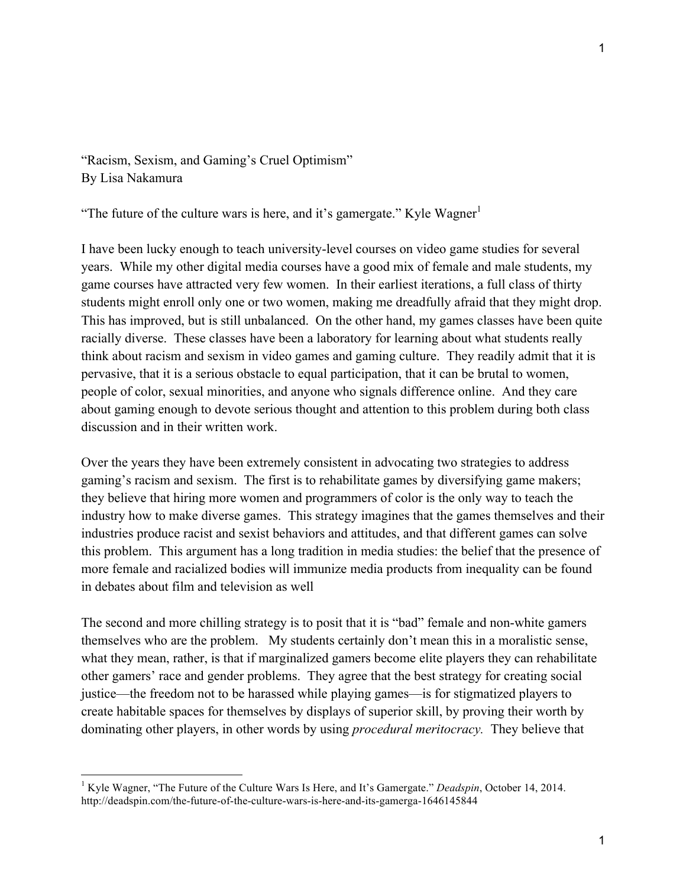# "Racism, Sexism, and Gaming's Cruel Optimism"

By Lisa Nakamura

"The future of the culture wars is here, and it's gamergate." Kyle Wagner[1]

I have been lucky enough to teach university-level courses on video game studies for several years. While my other digital media courses have a good mix of female and male students, my game courses have attracted very few women. In their earliest iterations, a full class of thirty students might enroll only one or two women, making me dreadfully afraid that they might drop. This has improved, but is still unbalanced. On the other hand, my games classes have been quite racially diverse. These classes have been a laboratory for learning about what students really think about racism and sexism in video games and gaming culture. They readily admit that it is pervasive, that it is a serious obstacle to equal participation, that it can be brutal to women, people of color, sexual minorities, and anyone who signals difference online. And they care about gaming enough to devote serious thought and attention to this problem during both class discussion and in their written work.

Over the years they have been extremely consistent in advocating two strategies to address gaming's racism and sexism. The first is to rehabilitate games by diversifying game makers; they believe that hiring more women and programmers of color is the only way to teach the industry how to make diverse games. This strategy imagines that the games themselves and their industries produce racist and sexist behaviors and attitudes, and that different games can solve this problem. This argument has a long tradition in media studies: the belief that the presence of more female and racialized bodies will immunize media products from inequality can be found in debates about film and television as well

The second and more chilling strategy is to posit that it is "bad" female and non-white gamers themselves who are the problem. My students certainly don't mean this in a moralistic sense, what they mean, rather, is that if marginalized gamers become elite players they can rehabilitate other gamers' race and gender problems. They agree that the best strategy for creating social justice—the freedom not to be harassed while playing games—is for stigmatized players to create habitable spaces for themselves by displays of superior skill, by proving their worth by dominating other players, in other words by using *procedural meritocracy.* They believe that

---

[1] Kyle Wagner, "The Future of the Culture Wars Is Here, and It's Gamergate." *Deadspin*, October 14, 2014. http://deadspin.com/the-future-of-the-culture-wars-is-here-and-its-gamerga-1646145844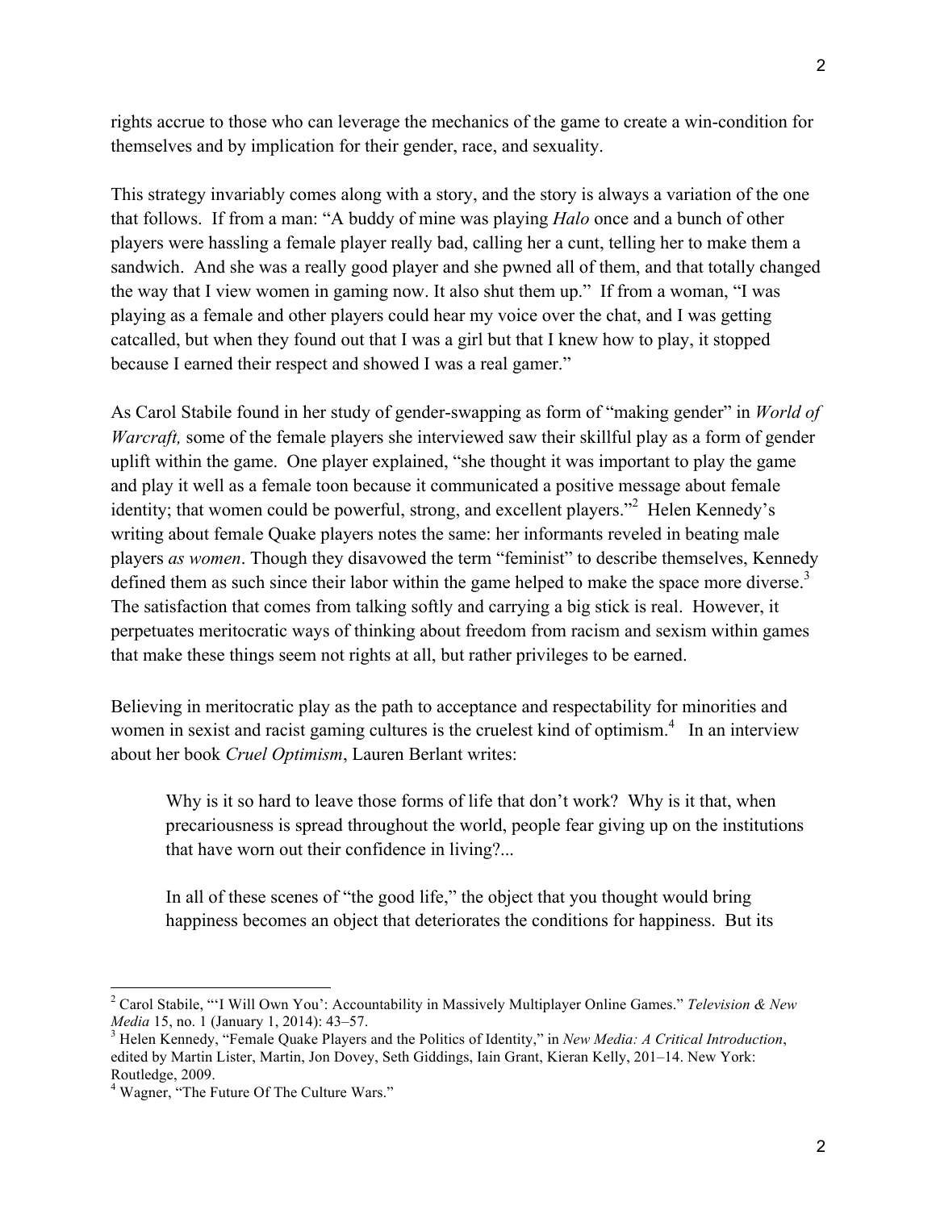rights accrue to those who can leverage the mechanics of the game to create a win-condition for themselves and by implication for their gender, race, and sexuality.

This strategy invariably comes along with a story, and the story is always a variation of the one that follows. If from a man: "A buddy of mine was playing *Halo* once and a bunch of other players were hassling a female player really bad, calling her a cunt, telling her to make them a sandwich. And she was a really good player and she pwned all of them, and that totally changed the way that I view women in gaming now. It also shut them up." If from a woman, "I was playing as a female and other players could hear my voice over the chat, and I was getting catcalled, but when they found out that I was a girl but that I knew how to play, it stopped because I earned their respect and showed I was a real gamer."

As Carol Stabile found in her study of gender-swapping as form of "making gender" in *World of Warcraft,* some of the female players she interviewed saw their skillful play as a form of gender uplift within the game. One player explained, "she thought it was important to play the game and play it well as a female toon because it communicated a positive message about female identity; that women could be powerful, strong, and excellent players."[2] Helen Kennedy's writing about female Quake players notes the same: her informants reveled in beating male players *as women*. Though they disavowed the term "feminist" to describe themselves, Kennedy defined them as such since their labor within the game helped to make the space more diverse.[3] The satisfaction that comes from talking softly and carrying a big stick is real. However, it perpetuates meritocratic ways of thinking about freedom from racism and sexism within games that make these things seem not rights at all, but rather privileges to be earned.

Believing in meritocratic play as the path to acceptance and respectability for minorities and women in sexist and racist gaming cultures is the cruelest kind of optimism.[4] In an interview about her book *Cruel Optimism*, Lauren Berlant writes:

> Why is it so hard to leave those forms of life that don't work? Why is it that, when precariousness is spread throughout the world, people fear giving up on the institutions that have worn out their confidence in living?...
>
> In all of these scenes of "the good life," the object that you thought would bring happiness becomes an object that deteriorates the conditions for happiness. But its

---

[2] Carol Stabile, "'I Will Own You': Accountability in Massively Multiplayer Online Games." *Television & New Media* 15, no. 1 (January 1, 2014): 43–57.

[3] Helen Kennedy, "Female Quake Players and the Politics of Identity," in *New Media: A Critical Introduction*, edited by Martin Lister, Martin, Jon Dovey, Seth Giddings, Iain Grant, Kieran Kelly, 201–14. New York: Routledge, 2009.

[4] Wagner, "The Future Of The Culture Wars."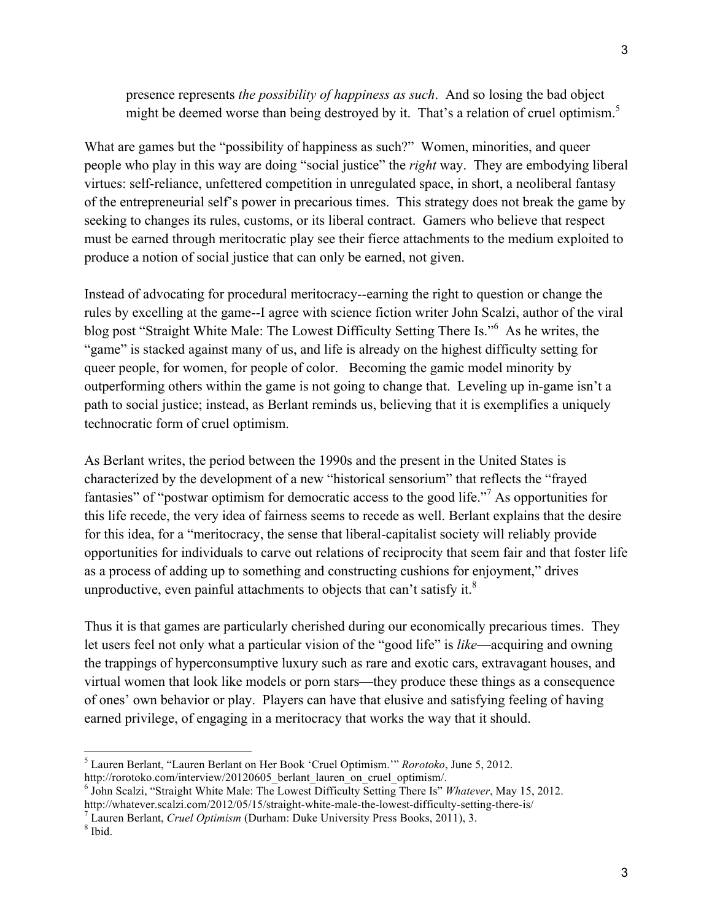> presence represents *the possibility of happiness as such*. And so losing the bad object might be deemed worse than being destroyed by it. That's a relation of cruel optimism.[5]

What are games but the "possibility of happiness as such?" Women, minorities, and queer people who play in this way are doing "social justice" the *right* way. They are embodying liberal virtues: self-reliance, unfettered competition in unregulated space, in short, a neoliberal fantasy of the entrepreneurial self's power in precarious times. This strategy does not break the game by seeking to changes its rules, customs, or its liberal contract. Gamers who believe that respect must be earned through meritocratic play see their fierce attachments to the medium exploited to produce a notion of social justice that can only be earned, not given.

Instead of advocating for procedural meritocracy--earning the right to question or change the rules by excelling at the game--I agree with science fiction writer John Scalzi, author of the viral blog post "Straight White Male: The Lowest Difficulty Setting There Is."[6] As he writes, the "game" is stacked against many of us, and life is already on the highest difficulty setting for queer people, for women, for people of color. Becoming the gamic model minority by outperforming others within the game is not going to change that. Leveling up in-game isn't a path to social justice; instead, as Berlant reminds us, believing that it is exemplifies a uniquely technocratic form of cruel optimism.

As Berlant writes, the period between the 1990s and the present in the United States is characterized by the development of a new "historical sensorium" that reflects the "frayed fantasies" of "postwar optimism for democratic access to the good life."[7] As opportunities for this life recede, the very idea of fairness seems to recede as well. Berlant explains that the desire for this idea, for a "meritocracy, the sense that liberal-capitalist society will reliably provide opportunities for individuals to carve out relations of reciprocity that seem fair and that foster life as a process of adding up to something and constructing cushions for enjoyment," drives unproductive, even painful attachments to objects that can't satisfy it.[8]

Thus it is that games are particularly cherished during our economically precarious times. They let users feel not only what a particular vision of the "good life" is *like*—acquiring and owning the trappings of hyperconsumptive luxury such as rare and exotic cars, extravagant houses, and virtual women that look like models or porn stars—they produce these things as a consequence of ones' own behavior or play. Players can have that elusive and satisfying feeling of having earned privilege, of engaging in a meritocracy that works the way that it should.

---

[5] Lauren Berlant, "Lauren Berlant on Her Book 'Cruel Optimism.'" *Rorotoko*, June 5, 2012. http://rorotoko.com/interview/20120605_berlant_lauren_on_cruel_optimism/.

[6] John Scalzi, "Straight White Male: The Lowest Difficulty Setting There Is" *Whatever*, May 15, 2012. http://whatever.scalzi.com/2012/05/15/straight-white-male-the-lowest-difficulty-setting-there-is/

[7] Lauren Berlant, *Cruel Optimism* (Durham: Duke University Press Books, 2011), 3.

[8] Ibid.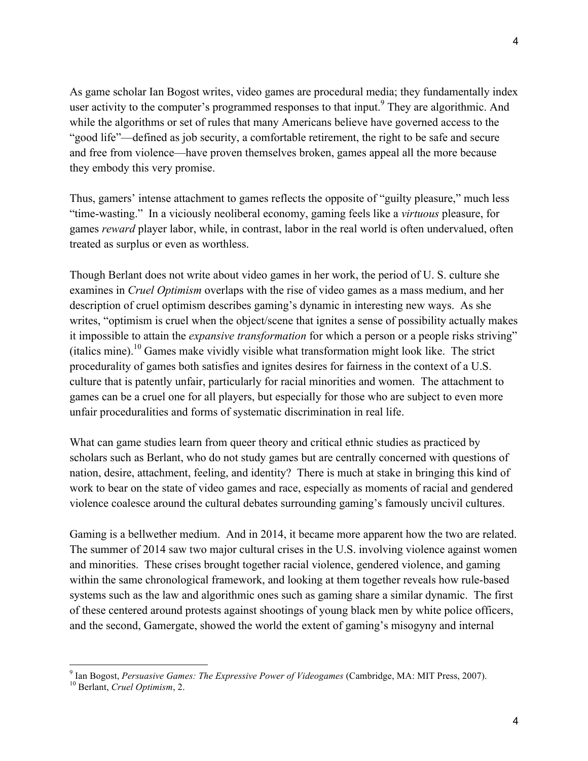As game scholar Ian Bogost writes, video games are procedural media; they fundamentally index user activity to the computer's programmed responses to that input.[9] They are algorithmic. And while the algorithms or set of rules that many Americans believe have governed access to the "good life"—defined as job security, a comfortable retirement, the right to be safe and secure and free from violence—have proven themselves broken, games appeal all the more because they embody this very promise.

Thus, gamers' intense attachment to games reflects the opposite of "guilty pleasure," much less "time-wasting." In a viciously neoliberal economy, gaming feels like a *virtuous* pleasure, for games *reward* player labor, while, in contrast, labor in the real world is often undervalued, often treated as surplus or even as worthless.

Though Berlant does not write about video games in her work, the period of U. S. culture she examines in *Cruel Optimism* overlaps with the rise of video games as a mass medium, and her description of cruel optimism describes gaming's dynamic in interesting new ways. As she writes, "optimism is cruel when the object/scene that ignites a sense of possibility actually makes it impossible to attain the *expansive transformation* for which a person or a people risks striving" (italics mine).[10] Games make vividly visible what transformation might look like. The strict procedurality of games both satisfies and ignites desires for fairness in the context of a U.S. culture that is patently unfair, particularly for racial minorities and women. The attachment to games can be a cruel one for all players, but especially for those who are subject to even more unfair proceduralities and forms of systematic discrimination in real life.

What can game studies learn from queer theory and critical ethnic studies as practiced by scholars such as Berlant, who do not study games but are centrally concerned with questions of nation, desire, attachment, feeling, and identity? There is much at stake in bringing this kind of work to bear on the state of video games and race, especially as moments of racial and gendered violence coalesce around the cultural debates surrounding gaming's famously uncivil cultures.

Gaming is a bellwether medium. And in 2014, it became more apparent how the two are related. The summer of 2014 saw two major cultural crises in the U.S. involving violence against women and minorities. These crises brought together racial violence, gendered violence, and gaming within the same chronological framework, and looking at them together reveals how rule-based systems such as the law and algorithmic ones such as gaming share a similar dynamic. The first of these centered around protests against shootings of young black men by white police officers, and the second, Gamergate, showed the world the extent of gaming's misogyny and internal

---

[9] Ian Bogost, *Persuasive Games: The Expressive Power of Videogames* (Cambridge, MA: MIT Press, 2007).

[10] Berlant, *Cruel Optimism*, 2.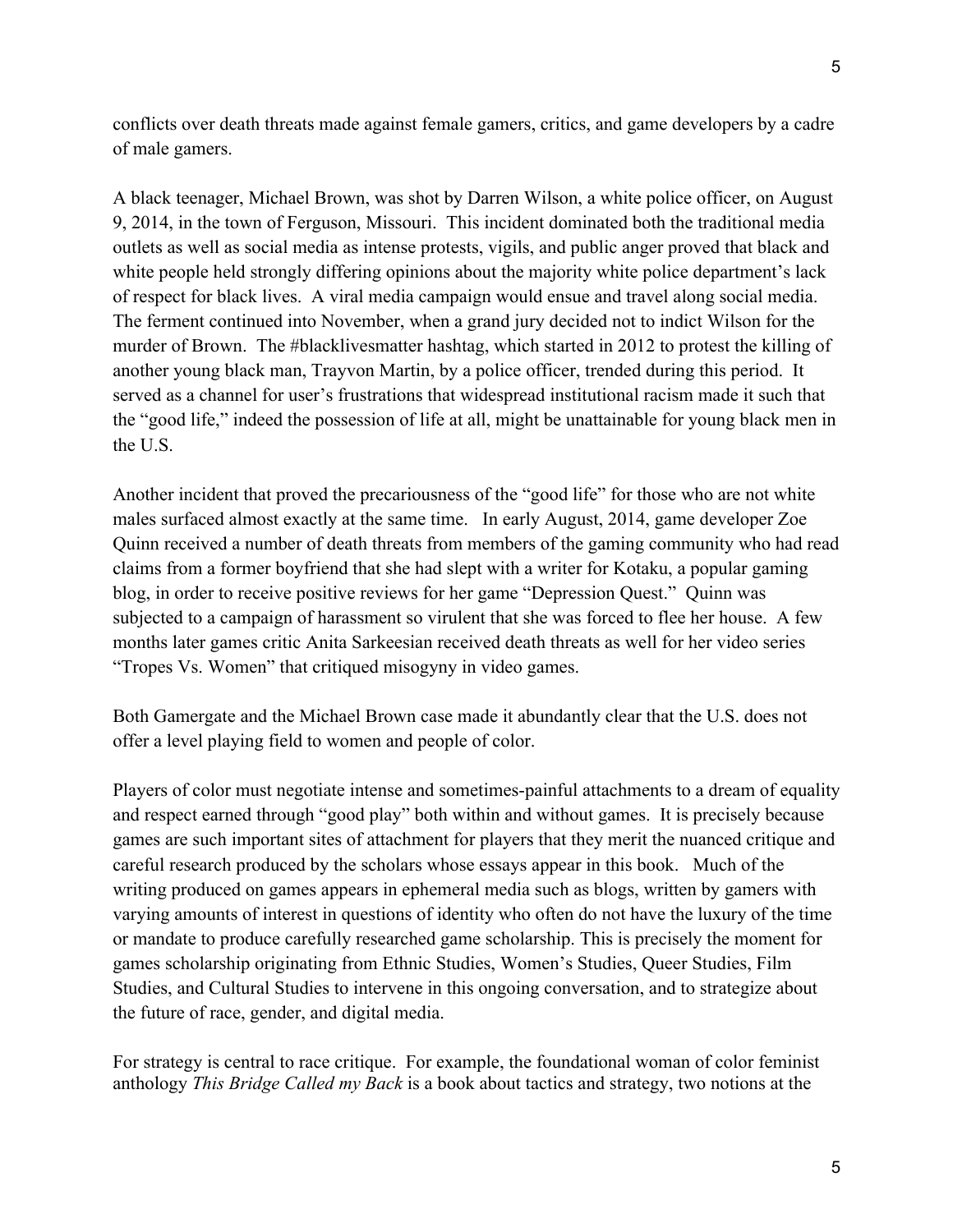conflicts over death threats made against female gamers, critics, and game developers by a cadre of male gamers.

A black teenager, Michael Brown, was shot by Darren Wilson, a white police officer, on August 9, 2014, in the town of Ferguson, Missouri. This incident dominated both the traditional media outlets as well as social media as intense protests, vigils, and public anger proved that black and white people held strongly differing opinions about the majority white police department's lack of respect for black lives. A viral media campaign would ensue and travel along social media. The ferment continued into November, when a grand jury decided not to indict Wilson for the murder of Brown. The #blacklivesmatter hashtag, which started in 2012 to protest the killing of another young black man, Trayvon Martin, by a police officer, trended during this period. It served as a channel for user's frustrations that widespread institutional racism made it such that the "good life," indeed the possession of life at all, might be unattainable for young black men in the U.S.

Another incident that proved the precariousness of the "good life" for those who are not white males surfaced almost exactly at the same time. In early August, 2014, game developer Zoe Quinn received a number of death threats from members of the gaming community who had read claims from a former boyfriend that she had slept with a writer for Kotaku, a popular gaming blog, in order to receive positive reviews for her game "Depression Quest." Quinn was subjected to a campaign of harassment so virulent that she was forced to flee her house. A few months later games critic Anita Sarkeesian received death threats as well for her video series "Tropes Vs. Women" that critiqued misogyny in video games.

Both Gamergate and the Michael Brown case made it abundantly clear that the U.S. does not offer a level playing field to women and people of color.

Players of color must negotiate intense and sometimes-painful attachments to a dream of equality and respect earned through "good play" both within and without games. It is precisely because games are such important sites of attachment for players that they merit the nuanced critique and careful research produced by the scholars whose essays appear in this book. Much of the writing produced on games appears in ephemeral media such as blogs, written by gamers with varying amounts of interest in questions of identity who often do not have the luxury of the time or mandate to produce carefully researched game scholarship. This is precisely the moment for games scholarship originating from Ethnic Studies, Women's Studies, Queer Studies, Film Studies, and Cultural Studies to intervene in this ongoing conversation, and to strategize about the future of race, gender, and digital media.

For strategy is central to race critique. For example, the foundational woman of color feminist anthology *This Bridge Called my Back* is a book about tactics and strategy, two notions at the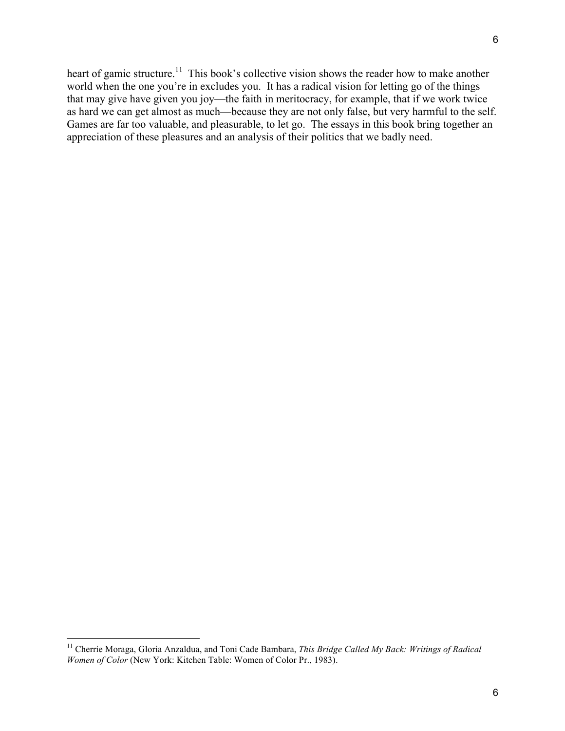heart of gamic structure.[11] This book's collective vision shows the reader how to make another world when the one you're in excludes you. It has a radical vision for letting go of the things that may give have given you joy—the faith in meritocracy, for example, that if we work twice as hard we can get almost as much—because they are not only false, but very harmful to the self. Games are far too valuable, and pleasurable, to let go. The essays in this book bring together an appreciation of these pleasures and an analysis of their politics that we badly need.

[11] Cherríe Moraga, Gloria Anzaldua, and Toni Cade Bambara, *This Bridge Called My Back: Writings of Radical Women of Color* (New York: Kitchen Table: Women of Color Pr., 1983).